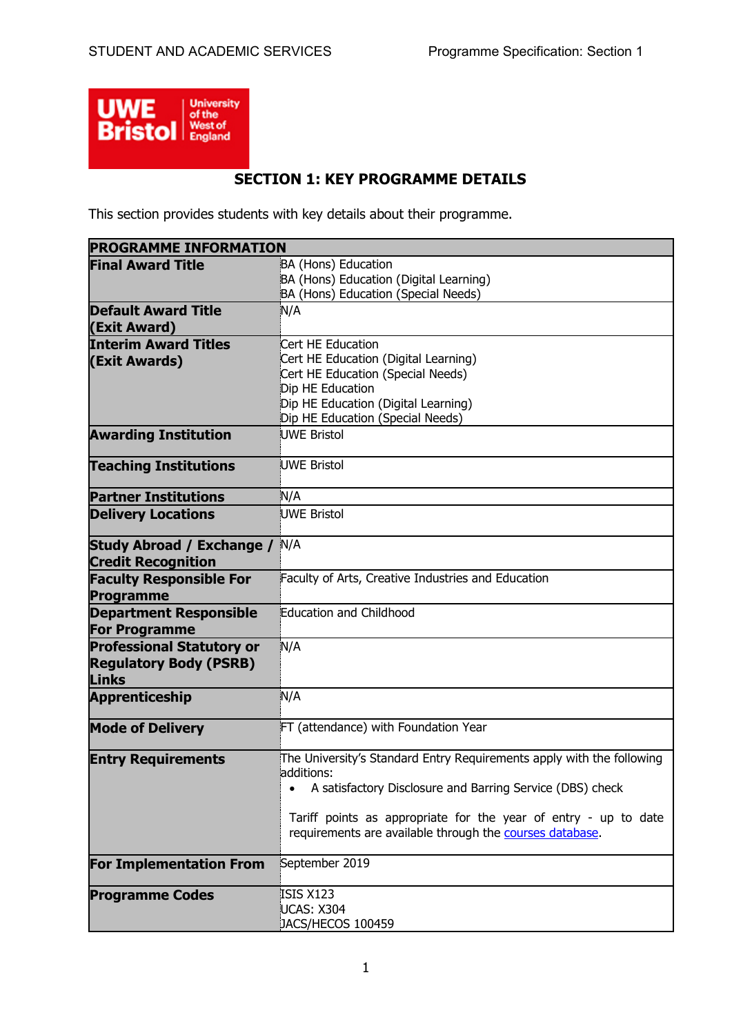# SECTION 1: KEY PROGRAMME DETAILS

This section provides students with key details about their programme.

| PROGRAMME INFORMATION | |
|---|---|
| **Final Award Title** | BA (Hons) Education<br>BA (Hons) Education (Digital Learning)<br>BA (Hons) Education (Special Needs) |
| **Default Award Title (Exit Award)** | N/A |
| **Interim Award Titles (Exit Awards)** | Cert HE Education<br>Cert HE Education (Digital Learning)<br>Cert HE Education (Special Needs)<br>Dip HE Education<br>Dip HE Education (Digital Learning)<br>Dip HE Education (Special Needs) |
| **Awarding Institution** | UWE Bristol |
| **Teaching Institutions** | UWE Bristol |
| **Partner Institutions** | N/A |
| **Delivery Locations** | UWE Bristol |
| **Study Abroad / Exchange / Credit Recognition** | N/A |
| **Faculty Responsible For Programme** | Faculty of Arts, Creative Industries and Education |
| **Department Responsible For Programme** | Education and Childhood |
| **Professional Statutory or Regulatory Body (PSRB) Links** | N/A |
| **Apprenticeship** | N/A |
| **Mode of Delivery** | FT (attendance) with Foundation Year |
| **Entry Requirements** | The University's Standard Entry Requirements apply with the following additions:<br>• A satisfactory Disclosure and Barring Service (DBS) check<br><br>Tariff points as appropriate for the year of entry - up to date requirements are available through the courses database. |
| **For Implementation From** | September 2019 |
| **Programme Codes** | ISIS X123<br>UCAS: X304<br>JACS/HECOS 100459 |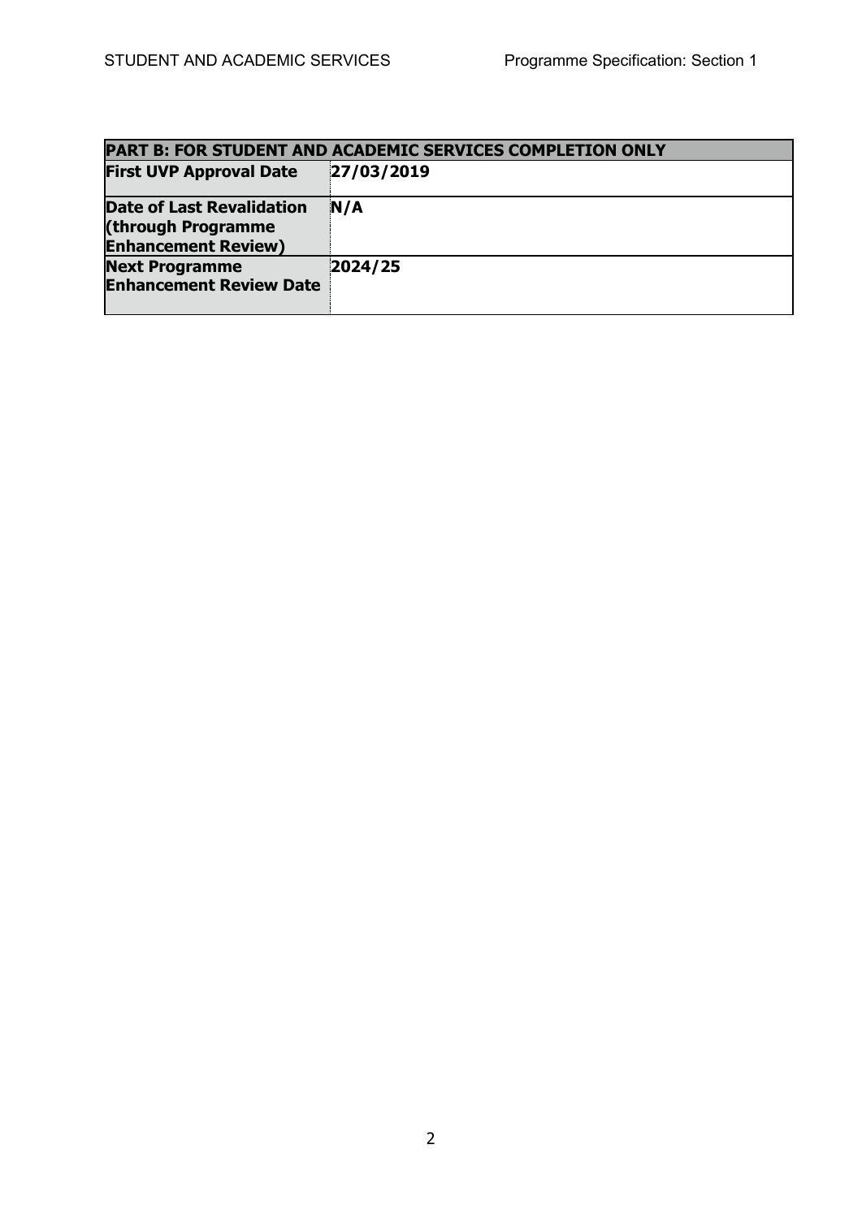| PART B: FOR STUDENT AND ACADEMIC SERVICES COMPLETION ONLY | |
|---|---|
| **First UVP Approval Date** | **27/03/2019** |
| **Date of Last Revalidation (through Programme Enhancement Review)** | **N/A** |
| **Next Programme Enhancement Review Date** | **2024/25** |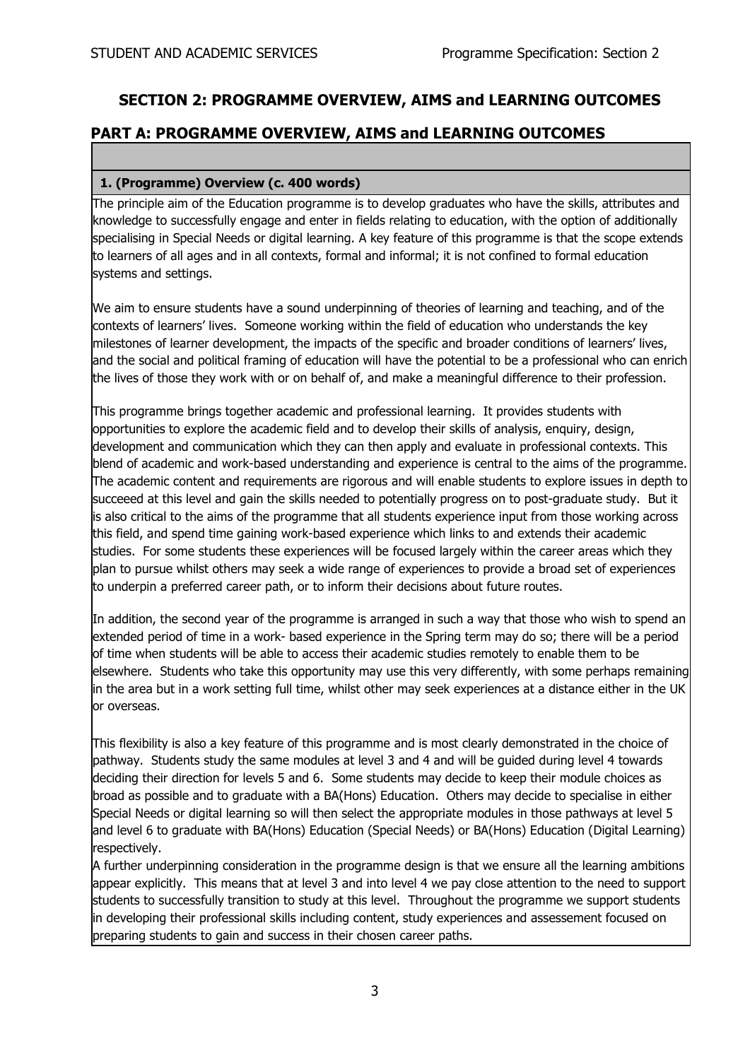## SECTION 2: PROGRAMME OVERVIEW, AIMS and LEARNING OUTCOMES

## PART A: PROGRAMME OVERVIEW, AIMS and LEARNING OUTCOMES

### 1. (Programme) Overview (c. 400 words)

The principle aim of the Education programme is to develop graduates who have the skills, attributes and knowledge to successfully engage and enter in fields relating to education, with the option of additionally specialising in Special Needs or digital learning. A key feature of this programme is that the scope extends to learners of all ages and in all contexts, formal and informal; it is not confined to formal education systems and settings.

We aim to ensure students have a sound underpinning of theories of learning and teaching, and of the contexts of learners' lives. Someone working within the field of education who understands the key milestones of learner development, the impacts of the specific and broader conditions of learners' lives, and the social and political framing of education will have the potential to be a professional who can enrich the lives of those they work with or on behalf of, and make a meaningful difference to their profession.

This programme brings together academic and professional learning. It provides students with opportunities to explore the academic field and to develop their skills of analysis, enquiry, design, development and communication which they can then apply and evaluate in professional contexts. This blend of academic and work-based understanding and experience is central to the aims of the programme. The academic content and requirements are rigorous and will enable students to explore issues in depth to succeeed at this level and gain the skills needed to potentially progress on to post-graduate study. But it is also critical to the aims of the programme that all students experience input from those working across this field, and spend time gaining work-based experience which links to and extends their academic studies. For some students these experiences will be focused largely within the career areas which they plan to pursue whilst others may seek a wide range of experiences to provide a broad set of experiences to underpin a preferred career path, or to inform their decisions about future routes.

In addition, the second year of the programme is arranged in such a way that those who wish to spend an extended period of time in a work- based experience in the Spring term may do so; there will be a period of time when students will be able to access their academic studies remotely to enable them to be elsewhere. Students who take this opportunity may use this very differently, with some perhaps remaining in the area but in a work setting full time, whilst other may seek experiences at a distance either in the UK or overseas.

This flexibility is also a key feature of this programme and is most clearly demonstrated in the choice of pathway. Students study the same modules at level 3 and 4 and will be guided during level 4 towards deciding their direction for levels 5 and 6. Some students may decide to keep their module choices as broad as possible and to graduate with a BA(Hons) Education. Others may decide to specialise in either Special Needs or digital learning so will then select the appropriate modules in those pathways at level 5 and level 6 to graduate with BA(Hons) Education (Special Needs) or BA(Hons) Education (Digital Learning) respectively.

A further underpinning consideration in the programme design is that we ensure all the learning ambitions appear explicitly. This means that at level 3 and into level 4 we pay close attention to the need to support students to successfully transition to study at this level. Throughout the programme we support students in developing their professional skills including content, study experiences and assessement focused on preparing students to gain and success in their chosen career paths.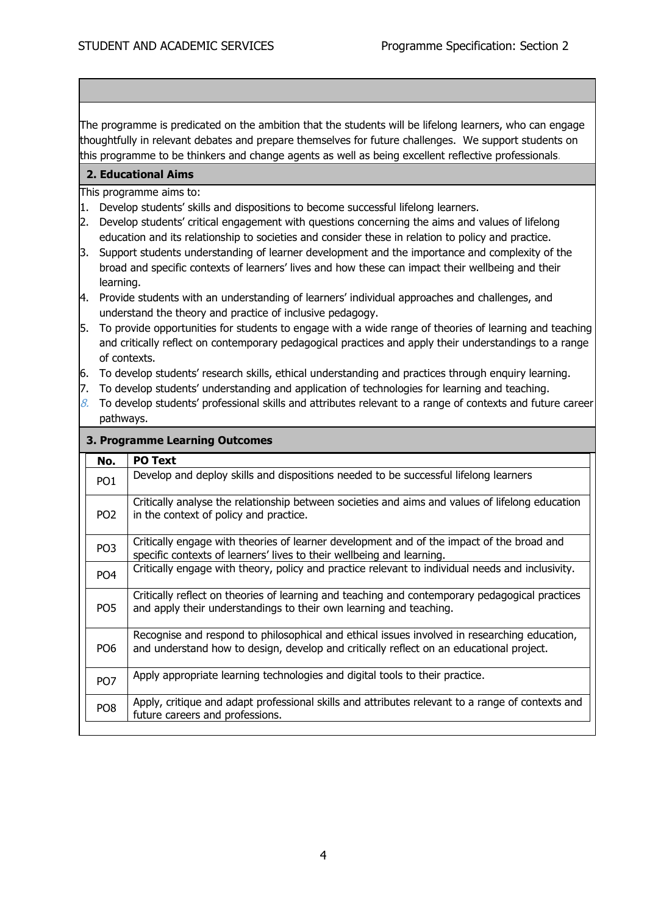The programme is predicated on the ambition that the students will be lifelong learners, who can engage thoughtfully in relevant debates and prepare themselves for future challenges. We support students on this programme to be thinkers and change agents as well as being excellent reflective professionals.

## 2. Educational Aims

This programme aims to:

1. Develop students' skills and dispositions to become successful lifelong learners.
2. Develop students' critical engagement with questions concerning the aims and values of lifelong education and its relationship to societies and consider these in relation to policy and practice.
3. Support students understanding of learner development and the importance and complexity of the broad and specific contexts of learners' lives and how these can impact their wellbeing and their learning.
4. Provide students with an understanding of learners' individual approaches and challenges, and understand the theory and practice of inclusive pedagogy.
5. To provide opportunities for students to engage with a wide range of theories of learning and teaching and critically reflect on contemporary pedagogical practices and apply their understandings to a range of contexts.
6. To develop students' research skills, ethical understanding and practices through enquiry learning.
7. To develop students' understanding and application of technologies for learning and teaching.
8. To develop students' professional skills and attributes relevant to a range of contexts and future career pathways.

## 3. Programme Learning Outcomes

| No. | PO Text |
|---|---|
| PO1 | Develop and deploy skills and dispositions needed to be successful lifelong learners |
| PO2 | Critically analyse the relationship between societies and aims and values of lifelong education in the context of policy and practice. |
| PO3 | Critically engage with theories of learner development and of the impact of the broad and specific contexts of learners' lives to their wellbeing and learning. |
| PO4 | Critically engage with theory, policy and practice relevant to individual needs and inclusivity. |
| PO5 | Critically reflect on theories of learning and teaching and contemporary pedagogical practices and apply their understandings to their own learning and teaching. |
| PO6 | Recognise and respond to philosophical and ethical issues involved in researching education, and understand how to design, develop and critically reflect on an educational project. |
| PO7 | Apply appropriate learning technologies and digital tools to their practice. |
| PO8 | Apply, critique and adapt professional skills and attributes relevant to a range of contexts and future careers and professions. |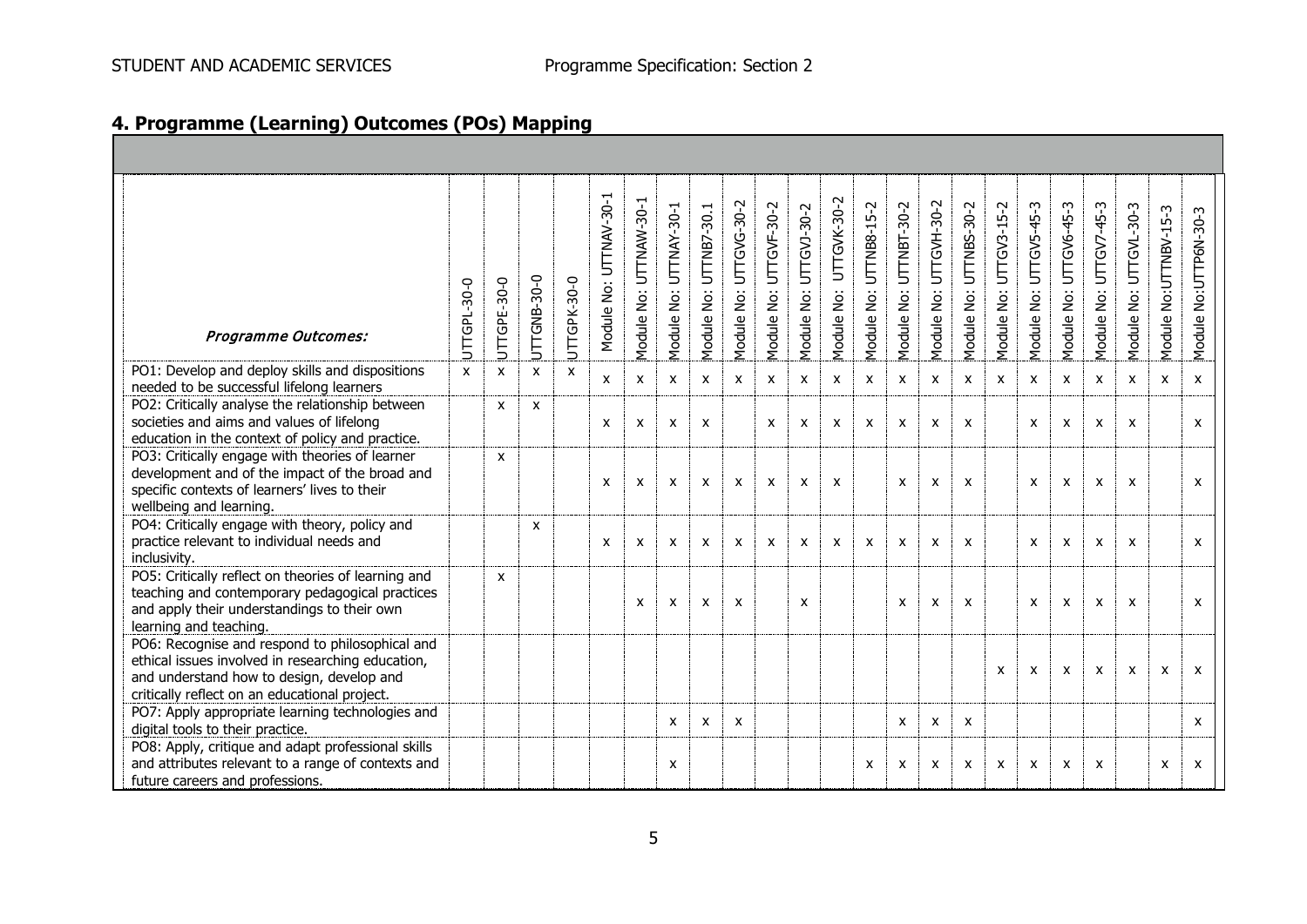## 4. Programme (Learning) Outcomes (POs) Mapping

| *Programme Outcomes:* | UTTGPL-30-0 | UTTGPE-30-0 | UTTGNB-30-0 | UTTGPK-30-0 | Module No: UTTNAV-30-1 | Module No: UTTNAW-30-1 | Module No: UTTNAY-30-1 | Module No: UTTNB7-30.1 | Module No: UTTGVG-30-2 | Module No: UTTGVF-30-2 | Module No: UTTGVJ-30-2 | Module No: UTTGVK-30-2 | Module No: UTTNB8-15-2 | Module No: UTTNBT-30-2 | Module No: UTTGVH-30-2 | Module No: UTTNBS-30-2 | Module No: UTTGV3-15-2 | Module No: UTTGV5-45-3 | Module No: UTTGV6-45-3 | Module No: UTTGV7-45-3 | Module No: UTTGVL-30-3 | Module No:UTTNBV-15-3 | Module No:UTTP6N-30-3 |
|---|---|---|---|---|---|---|---|---|---|---|---|---|---|---|---|---|---|---|---|---|---|---|---|
| PO1: Develop and deploy skills and dispositions needed to be successful lifelong learners | x | x | x | x | x | x | x | x | x | x | x | x | x | x | x | x | x | x | x | x | x | x | x |
| PO2: Critically analyse the relationship between societies and aims and values of lifelong education in the context of policy and practice. | | x | x | | x | x | x | x | | x | x | x | x | x | x | x | | x | x | x | x | | x |
| PO3: Critically engage with theories of learner development and of the impact of the broad and specific contexts of learners' lives to their wellbeing and learning. | | x | | | x | x | x | x | x | x | x | x | | x | x | x | | x | x | x | x | | x |
| PO4: Critically engage with theory, policy and practice relevant to individual needs and inclusivity. | | | x | | x | x | x | x | x | x | x | x | x | x | x | x | | x | x | x | x | | x |
| PO5: Critically reflect on theories of learning and teaching and contemporary pedagogical practices and apply their understandings to their own learning and teaching. | | x | | | | x | x | x | x | | x | | | x | x | x | | x | x | x | x | | x |
| PO6: Recognise and respond to philosophical and ethical issues involved in researching education, and understand how to design, develop and critically reflect on an educational project. | | | | | | | | | | | | | | | | | x | x | x | x | x | x | x |
| PO7: Apply appropriate learning technologies and digital tools to their practice. | | | | | | | x | x | x | | | | | x | x | x | | | | | | | x |
| PO8: Apply, critique and adapt professional skills and attributes relevant to a range of contexts and future careers and professions. | | | | | | | x | | | | | | x | x | x | x | x | x | x | x | | x | x |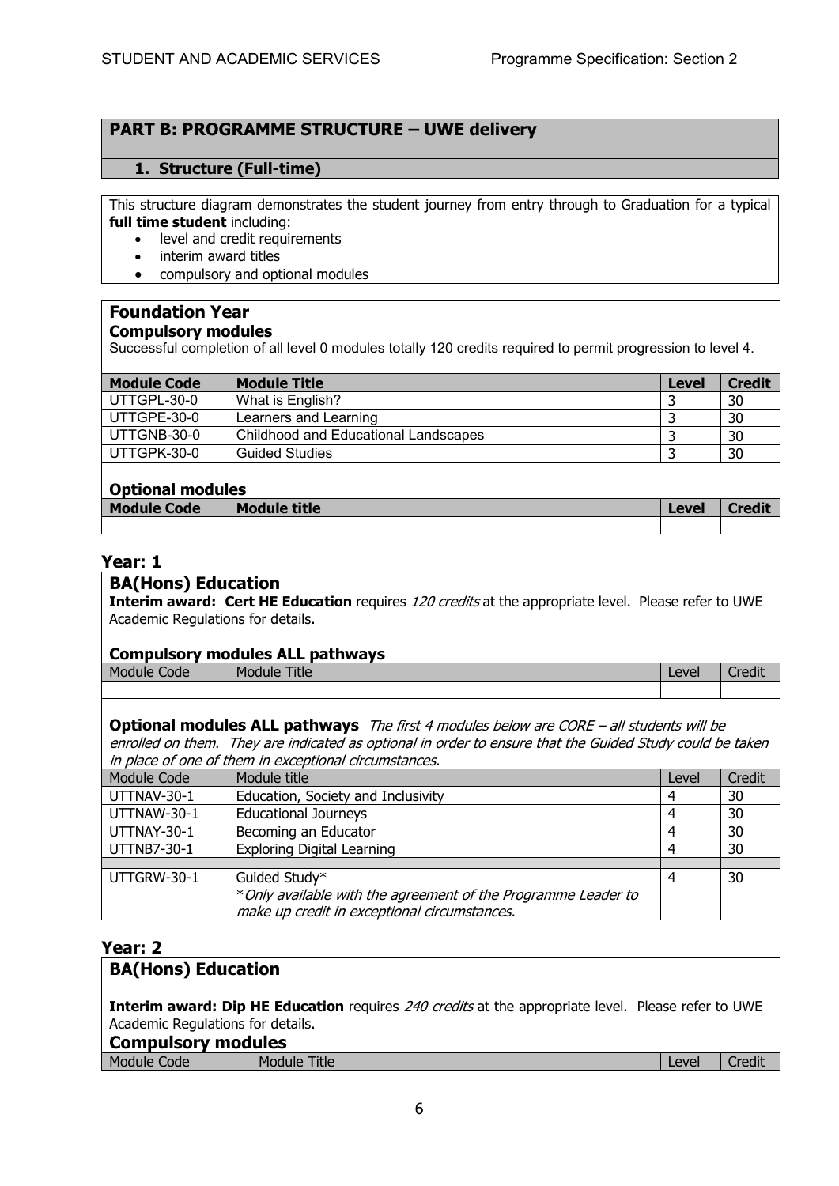## PART B: PROGRAMME STRUCTURE – UWE delivery

### 1. Structure (Full-time)

This structure diagram demonstrates the student journey from entry through to Graduation for a typical **full time student** including:

- level and credit requirements
- interim award titles
- compulsory and optional modules

### Foundation Year

**Compulsory modules**

Successful completion of all level 0 modules totally 120 credits required to permit progression to level 4.

| Module Code | Module Title | Level | Credit |
|---|---|---|---|
| UTTGPL-30-0 | What is English? | 3 | 30 |
| UTTGPE-30-0 | Learners and Learning | 3 | 30 |
| UTTGNB-30-0 | Childhood and Educational Landscapes | 3 | 30 |
| UTTGPK-30-0 | Guided Studies | 3 | 30 |

**Optional modules**

| Module Code | Module title | Level | Credit |
|---|---|---|---|
| | | | |

### Year: 1

**BA(Hons) Education**

**Interim award: Cert HE Education** requires *120 credits* at the appropriate level. Please refer to UWE Academic Regulations for details.

**Compulsory modules ALL pathways**

| Module Code | Module Title | Level | Credit |
|---|---|---|---|
| | | | |

**Optional modules ALL pathways** *The first 4 modules below are CORE – all students will be enrolled on them. They are indicated as optional in order to ensure that the Guided Study could be taken in place of one of them in exceptional circumstances.*

| Module Code | Module title | Level | Credit |
|---|---|---|---|
| UTTNAV-30-1 | Education, Society and Inclusivity | 4 | 30 |
| UTTNAW-30-1 | Educational Journeys | 4 | 30 |
| UTTNAY-30-1 | Becoming an Educator | 4 | 30 |
| UTTNB7-30-1 | Exploring Digital Learning | 4 | 30 |
| | | | |
| UTTGRW-30-1 | Guided Study* <br> **Only available with the agreement of the Programme Leader to make up credit in exceptional circumstances.* | 4 | 30 |

### Year: 2

**BA(Hons) Education**

**Interim award: Dip HE Education** requires *240 credits* at the appropriate level. Please refer to UWE Academic Regulations for details.

**Compulsory modules**

| Module Code | Module Title | Level | Credit |
|---|---|---|---|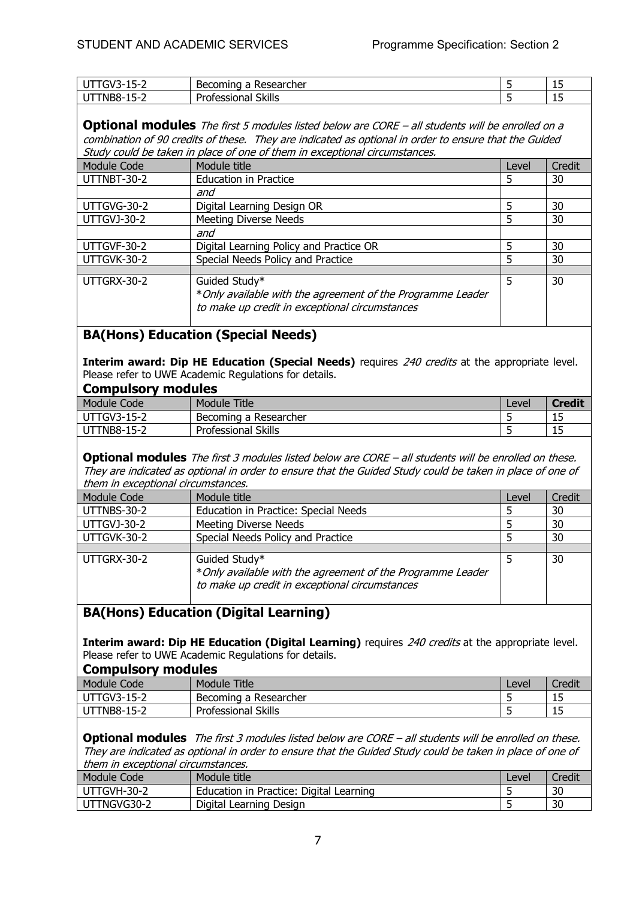| | | | |
|---|---|---|---|
| UTTGV3-15-2 | Becoming a Researcher | 5 | 15 |
| UTTNB8-15-2 | Professional Skills | 5 | 15 |

**Optional modules** *The first 5 modules listed below are CORE – all students will be enrolled on a combination of 90 credits of these. They are indicated as optional in order to ensure that the Guided Study could be taken in place of one of them in exceptional circumstances.*

| Module Code | Module title | Level | Credit |
|---|---|---|---|
| UTTNBT-30-2 | Education in Practice | 5 | 30 |
| | *and* | | |
| UTTGVG-30-2 | Digital Learning Design OR | 5 | 30 |
| UTTGVJ-30-2 | Meeting Diverse Needs | 5 | 30 |
| | *and* | | |
| UTTGVF-30-2 | Digital Learning Policy and Practice OR | 5 | 30 |
| UTTGVK-30-2 | Special Needs Policy and Practice | 5 | 30 |
| | | | |
| UTTGRX-30-2 | Guided Study* <br> *Only available with the agreement of the Programme Leader to make up credit in exceptional circumstances* | 5 | 30 |

## BA(Hons) Education (Special Needs)

**Interim award: Dip HE Education (Special Needs)** requires *240 credits* at the appropriate level. Please refer to UWE Academic Regulations for details.

### Compulsory modules

| Module Code | Module Title | Level | **Credit** |
|---|---|---|---|
| UTTGV3-15-2 | Becoming a Researcher | 5 | 15 |
| UTTNB8-15-2 | Professional Skills | 5 | 15 |

**Optional modules** *The first 3 modules listed below are CORE – all students will be enrolled on these. They are indicated as optional in order to ensure that the Guided Study could be taken in place of one of them in exceptional circumstances.*

| Module Code | Module title | Level | Credit |
|---|---|---|---|
| UTTNBS-30-2 | Education in Practice: Special Needs | 5 | 30 |
| UTTGVJ-30-2 | Meeting Diverse Needs | 5 | 30 |
| UTTGVK-30-2 | Special Needs Policy and Practice | 5 | 30 |
| | | | |
| UTTGRX-30-2 | Guided Study* <br> *Only available with the agreement of the Programme Leader to make up credit in exceptional circumstances* | 5 | 30 |

## BA(Hons) Education (Digital Learning)

**Interim award: Dip HE Education (Digital Learning)** requires *240 credits* at the appropriate level. Please refer to UWE Academic Regulations for details.

### Compulsory modules

| Module Code | Module Title | Level | Credit |
|---|---|---|---|
| UTTGV3-15-2 | Becoming a Researcher | 5 | 15 |
| UTTNB8-15-2 | Professional Skills | 5 | 15 |

**Optional modules** *The first 3 modules listed below are CORE – all students will be enrolled on these. They are indicated as optional in order to ensure that the Guided Study could be taken in place of one of them in exceptional circumstances.*

| Module Code | Module title | Level | Credit |
|---|---|---|---|
| UTTGVH-30-2 | Education in Practice: Digital Learning | 5 | 30 |
| UTTNGVG30-2 | Digital Learning Design | 5 | 30 |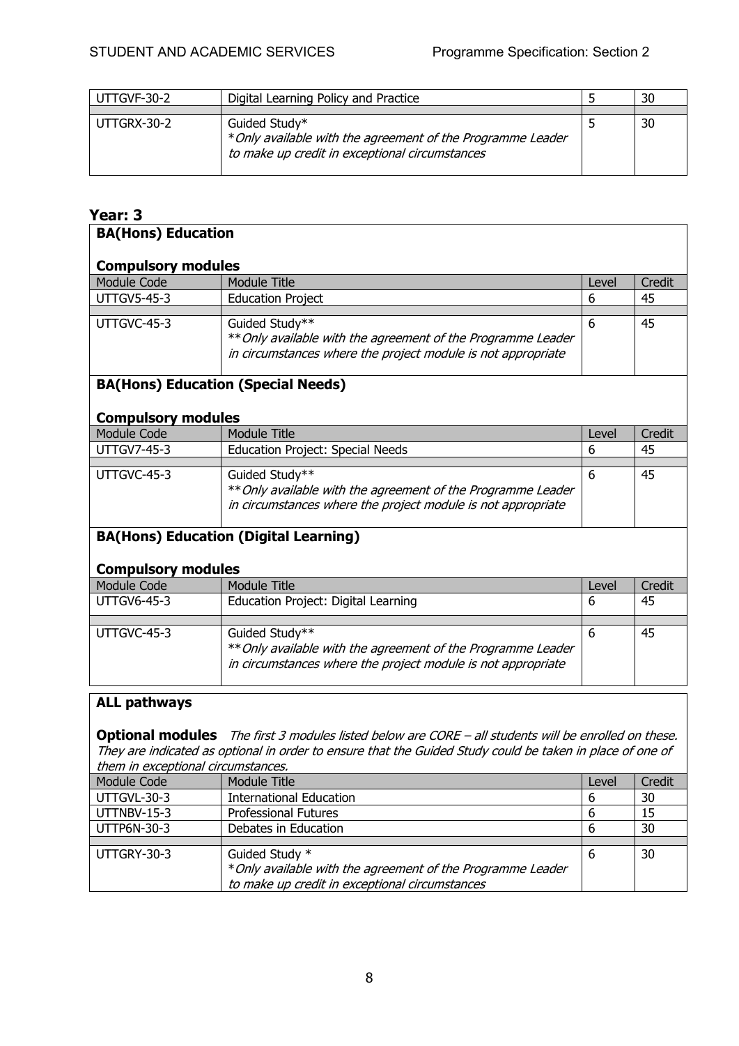| | | | |
|---|---|---|---|
| UTTGVF-30-2 | Digital Learning Policy and Practice | 5 | 30 |
| UTTGRX-30-2 | Guided Study* <br> *\*Only available with the agreement of the Programme Leader to make up credit in exceptional circumstances* | 5 | 30 |

## Year: 3

### BA(Hons) Education

**Compulsory modules**

| Module Code | Module Title | Level | Credit |
|---|---|---|---|
| UTTGV5-45-3 | Education Project | 6 | 45 |
| UTTGVC-45-3 | Guided Study** <br> *\*\*Only available with the agreement of the Programme Leader in circumstances where the project module is not appropriate* | 6 | 45 |

### BA(Hons) Education (Special Needs)

**Compulsory modules**

| Module Code | Module Title | Level | Credit |
|---|---|---|---|
| UTTGV7-45-3 | Education Project: Special Needs | 6 | 45 |
| UTTGVC-45-3 | Guided Study** <br> *\*\*Only available with the agreement of the Programme Leader in circumstances where the project module is not appropriate* | 6 | 45 |

### BA(Hons) Education (Digital Learning)

**Compulsory modules**

| Module Code | Module Title | Level | Credit |
|---|---|---|---|
| UTTGV6-45-3 | Education Project: Digital Learning | 6 | 45 |
| UTTGVC-45-3 | Guided Study** <br> *\*\*Only available with the agreement of the Programme Leader in circumstances where the project module is not appropriate* | 6 | 45 |

### ALL pathways

**Optional modules** *The first 3 modules listed below are CORE – all students will be enrolled on these. They are indicated as optional in order to ensure that the Guided Study could be taken in place of one of them in exceptional circumstances.*

| Module Code | Module Title | Level | Credit |
|---|---|---|---|
| UTTGVL-30-3 | International Education | 6 | 30 |
| UTTNBV-15-3 | Professional Futures | 6 | 15 |
| UTTP6N-30-3 | Debates in Education | 6 | 30 |
| UTTGRY-30-3 | Guided Study * <br> *\*Only available with the agreement of the Programme Leader to make up credit in exceptional circumstances* | 6 | 30 |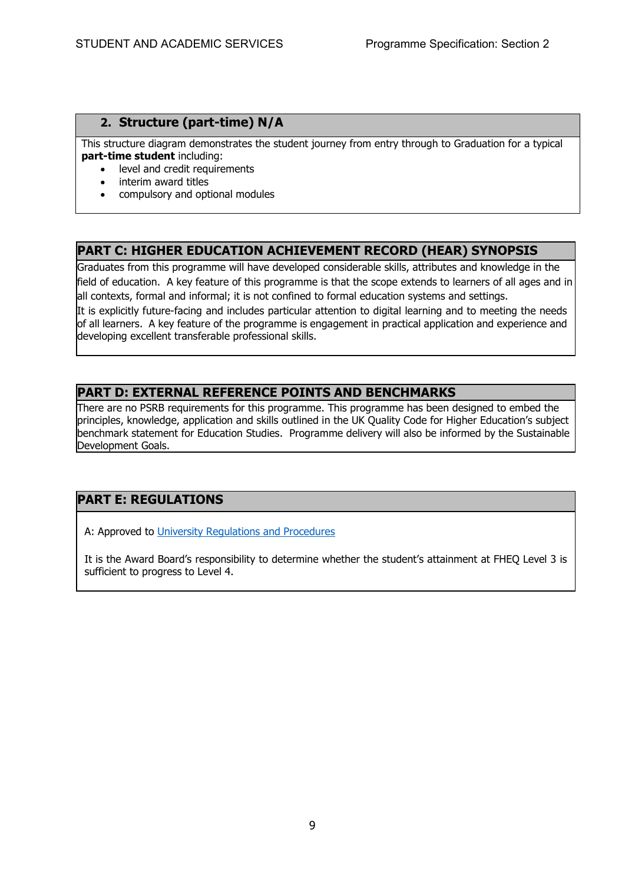## 2. Structure (part-time) N/A

This structure diagram demonstrates the student journey from entry through to Graduation for a typical **part-time student** including:

- level and credit requirements
- interim award titles
- compulsory and optional modules

## PART C: HIGHER EDUCATION ACHIEVEMENT RECORD (HEAR) SYNOPSIS

Graduates from this programme will have developed considerable skills, attributes and knowledge in the field of education. A key feature of this programme is that the scope extends to learners of all ages and in all contexts, formal and informal; it is not confined to formal education systems and settings.

It is explicitly future-facing and includes particular attention to digital learning and to meeting the needs of all learners. A key feature of the programme is engagement in practical application and experience and developing excellent transferable professional skills.

## PART D: EXTERNAL REFERENCE POINTS AND BENCHMARKS

There are no PSRB requirements for this programme. This programme has been designed to embed the principles, knowledge, application and skills outlined in the UK Quality Code for Higher Education's subject benchmark statement for Education Studies. Programme delivery will also be informed by the Sustainable Development Goals.

## PART E: REGULATIONS

A: Approved to University Regulations and Procedures

It is the Award Board's responsibility to determine whether the student's attainment at FHEQ Level 3 is sufficient to progress to Level 4.